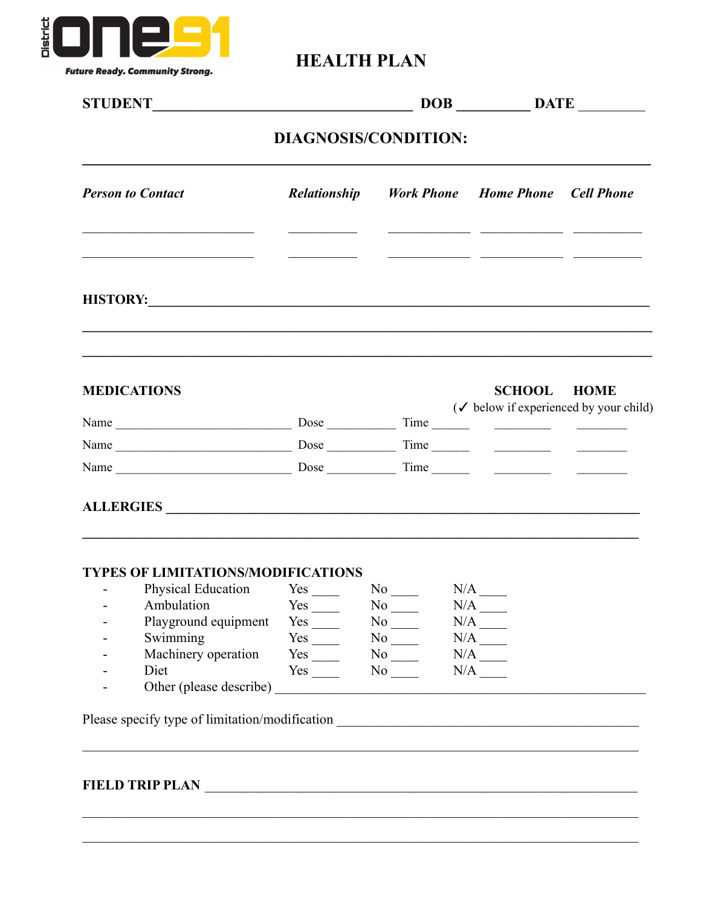District ONE91

*Future Ready. Community Strong.*

# HEALTH PLAN

**STUDENT** ___________________________________ **DOB** __________ **DATE** _________

**DIAGNOSIS/CONDITION:**

_______________________________________________________________________________

| *Person to Contact* | *Relationship* | *Work Phone* | *Home Phone* | *Cell Phone* |
|---|---|---|---|---|
| ________________________ | __________ | ____________ | ____________ | __________ |
| ________________________ | __________ | ____________ | ____________ | __________ |

**HISTORY:**_________________________________________________________________

_______________________________________________________________________________

_______________________________________________________________________________

**MEDICATIONS** **SCHOOL** **HOME**

(✓ below if experienced by your child)

| | | | SCHOOL | HOME |
|---|---|---|---|---|
| Name __________________________ | Dose __________ | Time ______ | ________ | ________ |
| Name __________________________ | Dose __________ | Time ______ | ________ | ________ |
| Name __________________________ | Dose __________ | Time ______ | ________ | ________ |

**ALLERGIES** _____________________________________________________________

_______________________________________________________________________________

**TYPES OF LIMITATIONS/MODIFICATIONS**

- Physical Education Yes ____ No ____ N/A ____
- Ambulation Yes ____ No ____ N/A ____
- Playground equipment Yes ____ No ____ N/A ____
- Swimming Yes ____ No ____ N/A ____
- Machinery operation Yes ____ No ____ N/A ____
- Diet Yes ____ No ____ N/A ____
- Other (please describe) _______________________________________________

Please specify type of limitation/modification ___________________________________

_______________________________________________________________________________

**FIELD TRIP PLAN** _________________________________________________________

_______________________________________________________________________________

_______________________________________________________________________________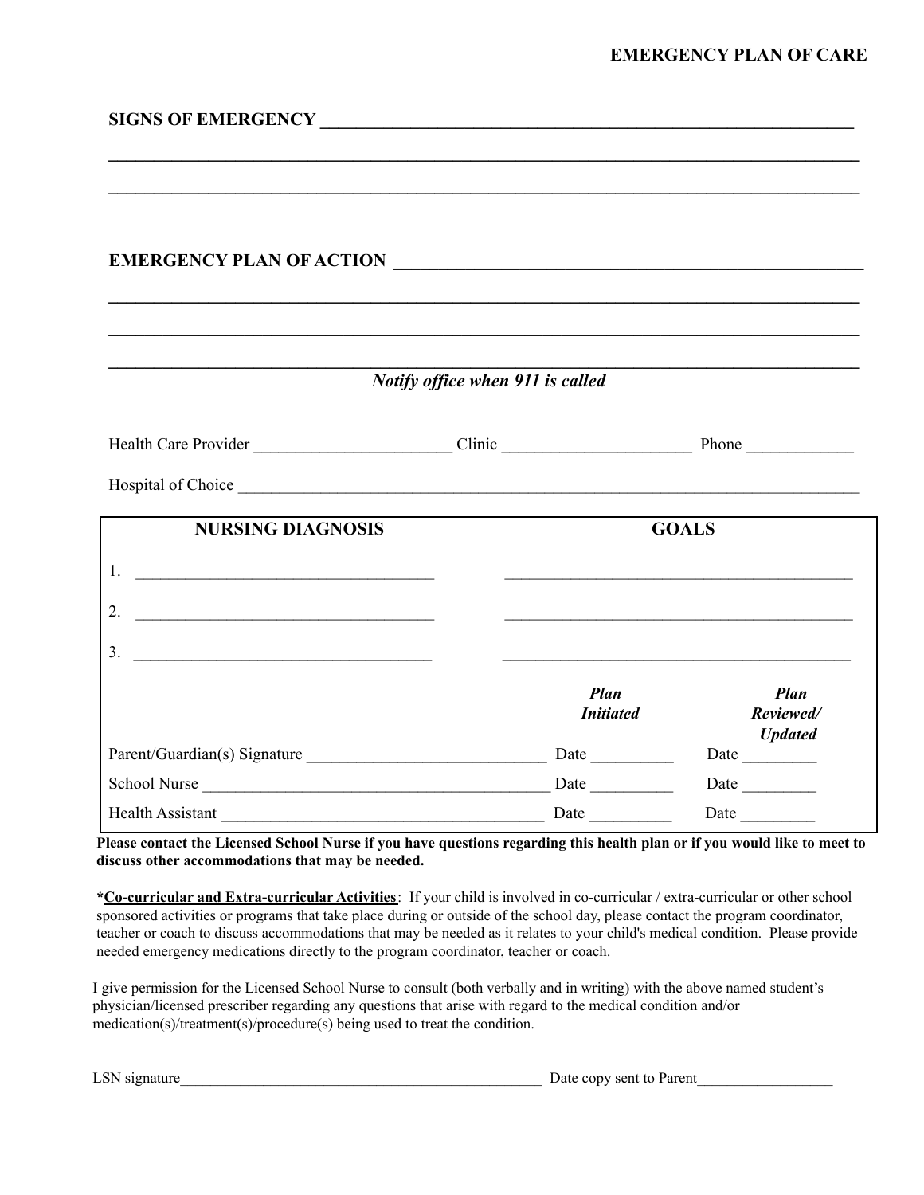**EMERGENCY PLAN OF CARE**

**SIGNS OF EMERGENCY** ___________________________________________________________

___________________________________________________________________________

___________________________________________________________________________

**EMERGENCY PLAN OF ACTION** ______________________________________________________

___________________________________________________________________________

___________________________________________________________________________

___________________________________________________________________________

***Notify office when 911 is called***

Health Care Provider ______________________ Clinic ______________________ Phone ____________

Hospital of Choice ___________________________________________________________________

| **NURSING DIAGNOSIS** | **GOALS** | |
|---|---|---|
| 1. ________________________________ | ________________________________________ | |
| 2. ________________________________ | ________________________________________ | |
| 3. ________________________________ | ________________________________________ | |
| | ***Plan Initiated*** | ***Plan Reviewed/ Updated*** |
| Parent/Guardian(s) Signature ___________________________ | Date _________ | Date _________ |
| School Nurse ________________________________________ | Date _________ | Date _________ |
| Health Assistant _____________________________________ | Date _________ | Date _________ |

**Please contact the Licensed School Nurse if you have questions regarding this health plan or if you would like to meet to discuss other accommodations that may be needed.**

**\*<u>Co-curricular and Extra-curricular Activities</u>**: If your child is involved in co-curricular / extra-curricular or other school sponsored activities or programs that take place during or outside of the school day, please contact the program coordinator, teacher or coach to discuss accommodations that may be needed as it relates to your child's medical condition. Please provide needed emergency medications directly to the program coordinator, teacher or coach.

I give permission for the Licensed School Nurse to consult (both verbally and in writing) with the above named student's physician/licensed prescriber regarding any questions that arise with regard to the medical condition and/or medication(s)/treatment(s)/procedure(s) being used to treat the condition.

LSN signature_____________________________________________ Date copy sent to Parent__________________